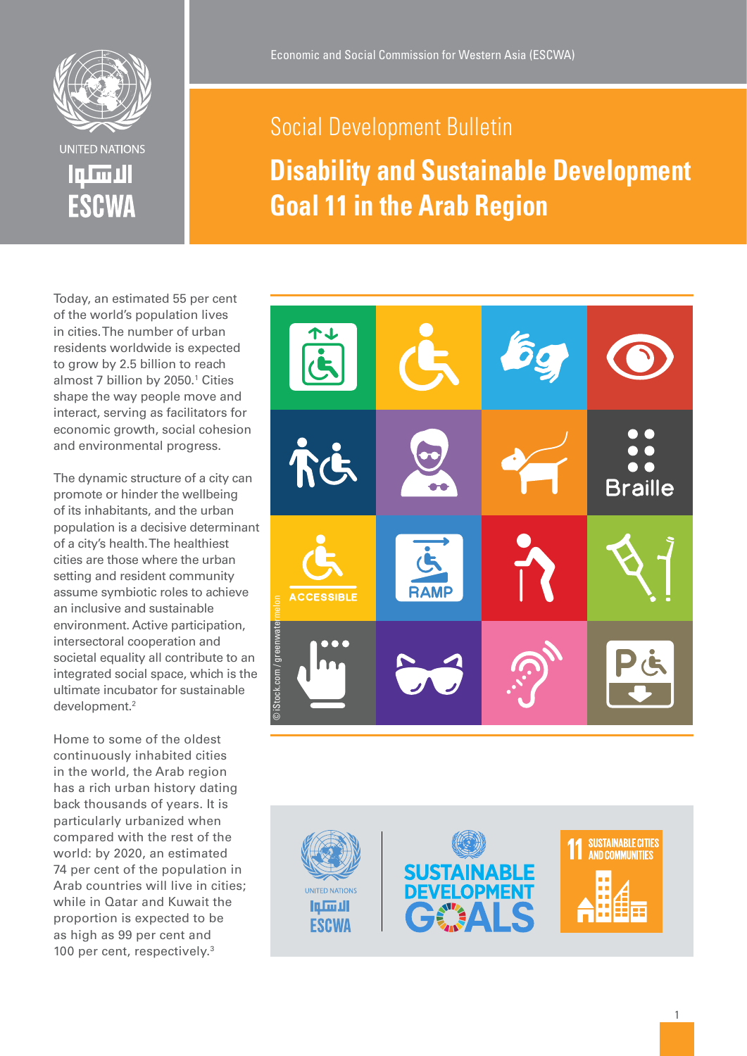UNITED NATIONS

الاسكوا

ESCWA

Economic and Social Commission for Western Asia (ESCWA)

Social Development Bulletin

# Disability and Sustainable Development Goal 11 in the Arab Region

Today, an estimated 55 per cent of the world's population lives in cities. The number of urban residents worldwide is expected to grow by 2.5 billion to reach almost 7 billion by 2050.[1] Cities shape the way people move and interact, serving as facilitators for economic growth, social cohesion and environmental progress.

The dynamic structure of a city can promote or hinder the wellbeing of its inhabitants, and the urban population is a decisive determinant of a city's health. The healthiest cities are those where the urban setting and resident community assume symbiotic roles to achieve an inclusive and sustainable environment. Active participation, intersectoral cooperation and societal equality all contribute to an integrated social space, which is the ultimate incubator for sustainable development.[2]

Home to some of the oldest continuously inhabited cities in the world, the Arab region has a rich urban history dating back thousands of years. It is particularly urbanized when compared with the rest of the world: by 2020, an estimated 74 per cent of the population in Arab countries will live in cities; while in Qatar and Kuwait the proportion is expected to be as high as 99 per cent and 100 per cent, respectively.[3]

© iStock.com / greenwatermelon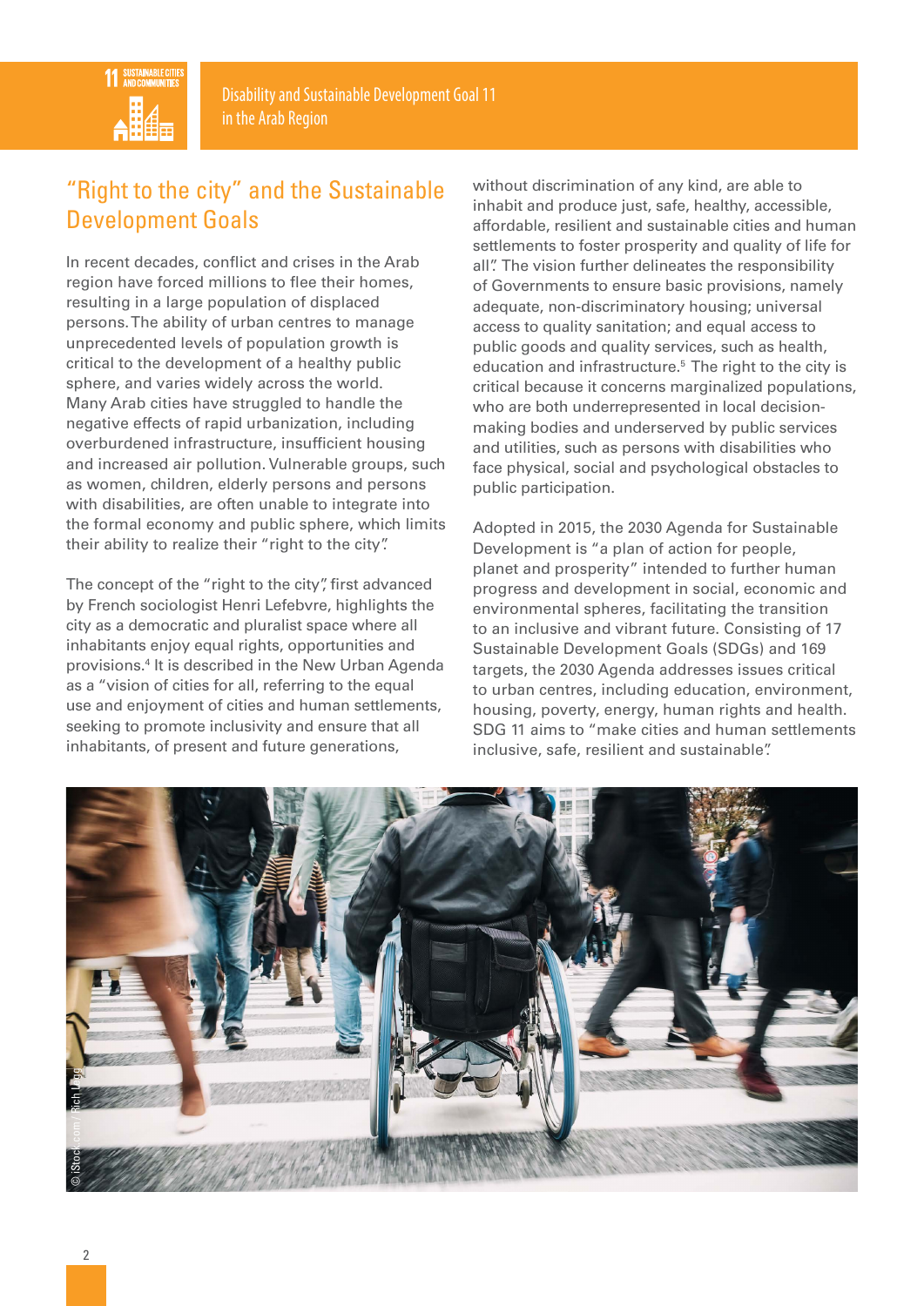## "Right to the city" and the Sustainable Development Goals

In recent decades, conflict and crises in the Arab region have forced millions to flee their homes, resulting in a large population of displaced persons. The ability of urban centres to manage unprecedented levels of population growth is critical to the development of a healthy public sphere, and varies widely across the world. Many Arab cities have struggled to handle the negative effects of rapid urbanization, including overburdened infrastructure, insufficient housing and increased air pollution. Vulnerable groups, such as women, children, elderly persons and persons with disabilities, are often unable to integrate into the formal economy and public sphere, which limits their ability to realize their "right to the city".

The concept of the "right to the city", first advanced by French sociologist Henri Lefebvre, highlights the city as a democratic and pluralist space where all inhabitants enjoy equal rights, opportunities and provisions.[4] It is described in the New Urban Agenda as a "vision of cities for all, referring to the equal use and enjoyment of cities and human settlements, seeking to promote inclusivity and ensure that all inhabitants, of present and future generations, without discrimination of any kind, are able to inhabit and produce just, safe, healthy, accessible, affordable, resilient and sustainable cities and human settlements to foster prosperity and quality of life for all". The vision further delineates the responsibility of Governments to ensure basic provisions, namely adequate, non-discriminatory housing; universal access to quality sanitation; and equal access to public goods and quality services, such as health, education and infrastructure.[5] The right to the city is critical because it concerns marginalized populations, who are both underrepresented in local decision-making bodies and underserved by public services and utilities, such as persons with disabilities who face physical, social and psychological obstacles to public participation.

Adopted in 2015, the 2030 Agenda for Sustainable Development is "a plan of action for people, planet and prosperity" intended to further human progress and development in social, economic and environmental spheres, facilitating the transition to an inclusive and vibrant future. Consisting of 17 Sustainable Development Goals (SDGs) and 169 targets, the 2030 Agenda addresses issues critical to urban centres, including education, environment, housing, poverty, energy, human rights and health. SDG 11 aims to "make cities and human settlements inclusive, safe, resilient and sustainable".

© iStock.com/Rich Legg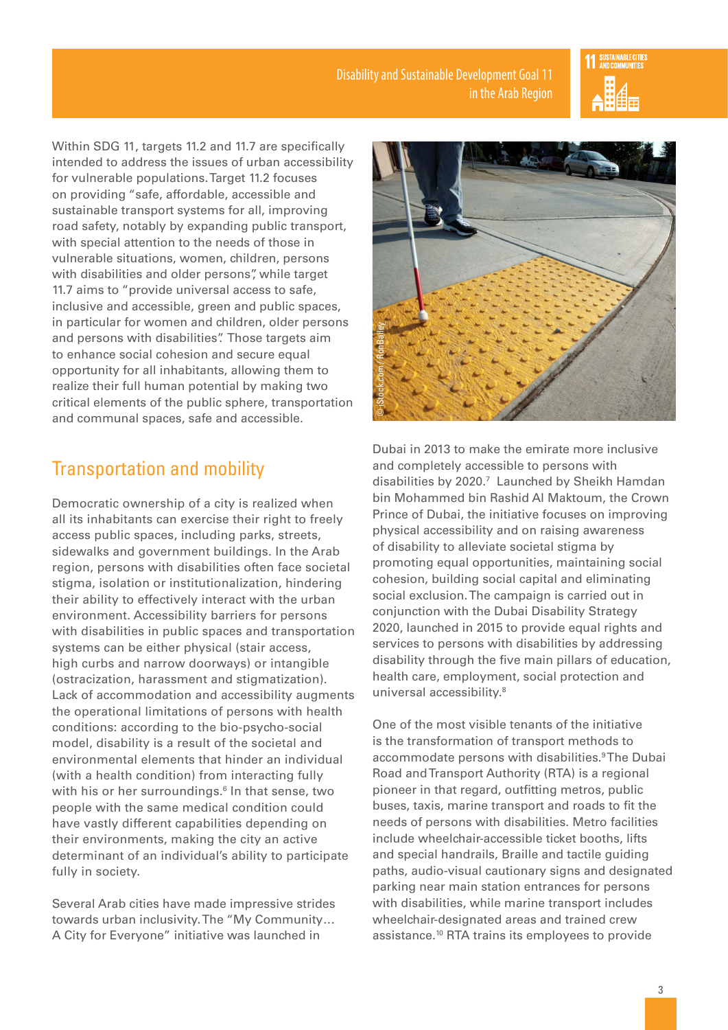Within SDG 11, targets 11.2 and 11.7 are specifically intended to address the issues of urban accessibility for vulnerable populations. Target 11.2 focuses on providing "safe, affordable, accessible and sustainable transport systems for all, improving road safety, notably by expanding public transport, with special attention to the needs of those in vulnerable situations, women, children, persons with disabilities and older persons", while target 11.7 aims to "provide universal access to safe, inclusive and accessible, green and public spaces, in particular for women and children, older persons and persons with disabilities". Those targets aim to enhance social cohesion and secure equal opportunity for all inhabitants, allowing them to realize their full human potential by making two critical elements of the public sphere, transportation and communal spaces, safe and accessible.

## Transportation and mobility

Democratic ownership of a city is realized when all its inhabitants can exercise their right to freely access public spaces, including parks, streets, sidewalks and government buildings. In the Arab region, persons with disabilities often face societal stigma, isolation or institutionalization, hindering their ability to effectively interact with the urban environment. Accessibility barriers for persons with disabilities in public spaces and transportation systems can be either physical (stair access, high curbs and narrow doorways) or intangible (ostracization, harassment and stigmatization). Lack of accommodation and accessibility augments the operational limitations of persons with health conditions: according to the bio-psycho-social model, disability is a result of the societal and environmental elements that hinder an individual (with a health condition) from interacting fully with his or her surroundings.[6] In that sense, two people with the same medical condition could have vastly different capabilities depending on their environments, making the city an active determinant of an individual's ability to participate fully in society.

Several Arab cities have made impressive strides towards urban inclusivity. The "My Community… A City for Everyone" initiative was launched in Dubai in 2013 to make the emirate more inclusive and completely accessible to persons with disabilities by 2020.[7] Launched by Sheikh Hamdan bin Mohammed bin Rashid Al Maktoum, the Crown Prince of Dubai, the initiative focuses on improving physical accessibility and on raising awareness of disability to alleviate societal stigma by promoting equal opportunities, maintaining social cohesion, building social capital and eliminating social exclusion. The campaign is carried out in conjunction with the Dubai Disability Strategy 2020, launched in 2015 to provide equal rights and services to persons with disabilities by addressing disability through the five main pillars of education, health care, employment, social protection and universal accessibility.[8]

One of the most visible tenants of the initiative is the transformation of transport methods to accommodate persons with disabilities.[9] The Dubai Road and Transport Authority (RTA) is a regional pioneer in that regard, outfitting metros, public buses, taxis, marine transport and roads to fit the needs of persons with disabilities. Metro facilities include wheelchair-accessible ticket booths, lifts and special handrails, Braille and tactile guiding paths, audio-visual cautionary signs and designated parking near main station entrances for persons with disabilities, while marine transport includes wheelchair-designated areas and trained crew assistance.[10] RTA trains its employees to provide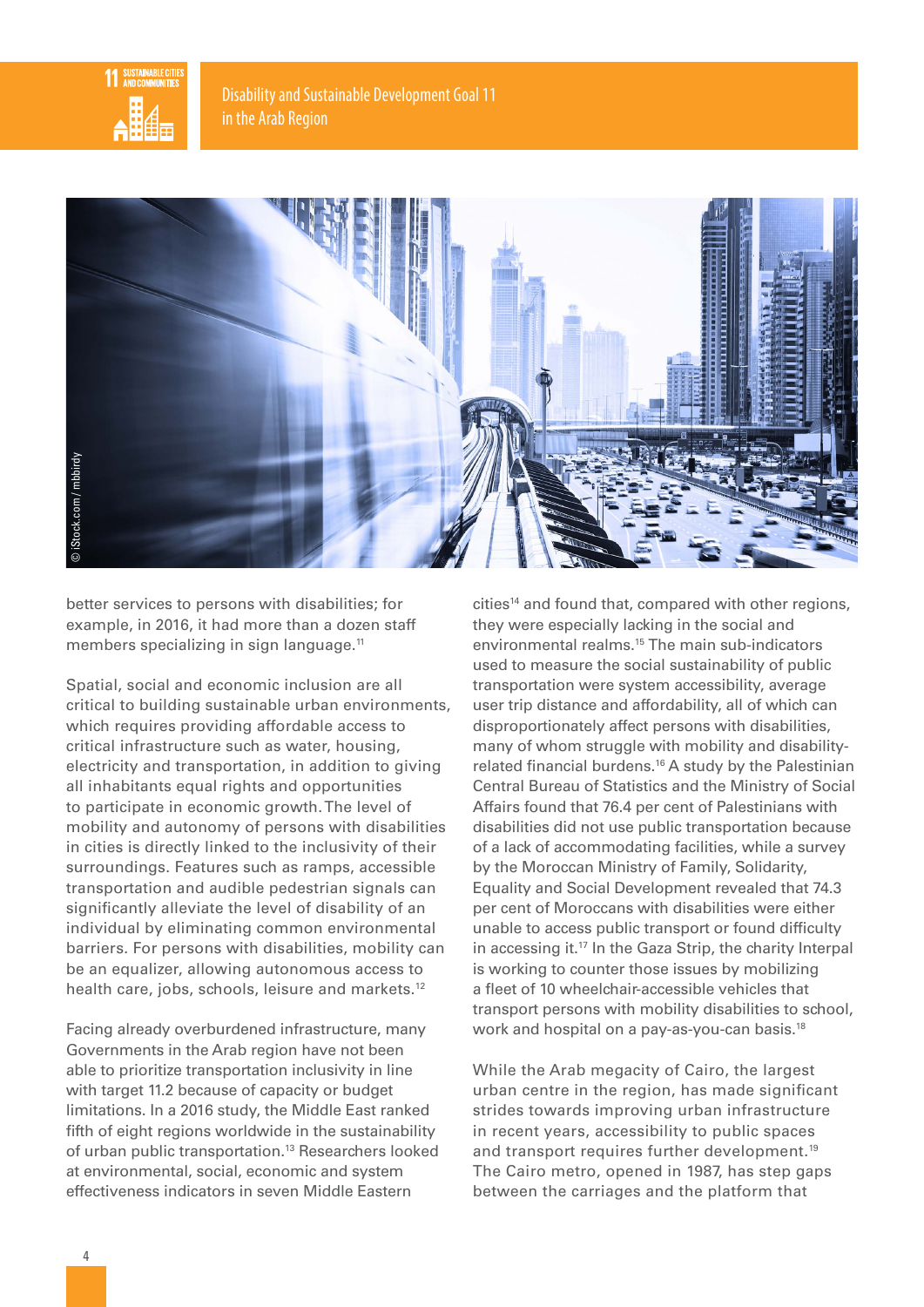better services to persons with disabilities; for example, in 2016, it had more than a dozen staff members specializing in sign language.[11]

Spatial, social and economic inclusion are all critical to building sustainable urban environments, which requires providing affordable access to critical infrastructure such as water, housing, electricity and transportation, in addition to giving all inhabitants equal rights and opportunities to participate in economic growth. The level of mobility and autonomy of persons with disabilities in cities is directly linked to the inclusivity of their surroundings. Features such as ramps, accessible transportation and audible pedestrian signals can significantly alleviate the level of disability of an individual by eliminating common environmental barriers. For persons with disabilities, mobility can be an equalizer, allowing autonomous access to health care, jobs, schools, leisure and markets.[12]

Facing already overburdened infrastructure, many Governments in the Arab region have not been able to prioritize transportation inclusivity in line with target 11.2 because of capacity or budget limitations. In a 2016 study, the Middle East ranked fifth of eight regions worldwide in the sustainability of urban public transportation.[13] Researchers looked at environmental, social, economic and system effectiveness indicators in seven Middle Eastern cities[14] and found that, compared with other regions, they were especially lacking in the social and environmental realms.[15] The main sub-indicators used to measure the social sustainability of public transportation were system accessibility, average user trip distance and affordability, all of which can disproportionately affect persons with disabilities, many of whom struggle with mobility and disability-related financial burdens.[16] A study by the Palestinian Central Bureau of Statistics and the Ministry of Social Affairs found that 76.4 per cent of Palestinians with disabilities did not use public transportation because of a lack of accommodating facilities, while a survey by the Moroccan Ministry of Family, Solidarity, Equality and Social Development revealed that 74.3 per cent of Moroccans with disabilities were either unable to access public transport or found difficulty in accessing it.[17] In the Gaza Strip, the charity Interpal is working to counter those issues by mobilizing a fleet of 10 wheelchair-accessible vehicles that transport persons with mobility disabilities to school, work and hospital on a pay-as-you-can basis.[18]

While the Arab megacity of Cairo, the largest urban centre in the region, has made significant strides towards improving urban infrastructure in recent years, accessibility to public spaces and transport requires further development.[19] The Cairo metro, opened in 1987, has step gaps between the carriages and the platform that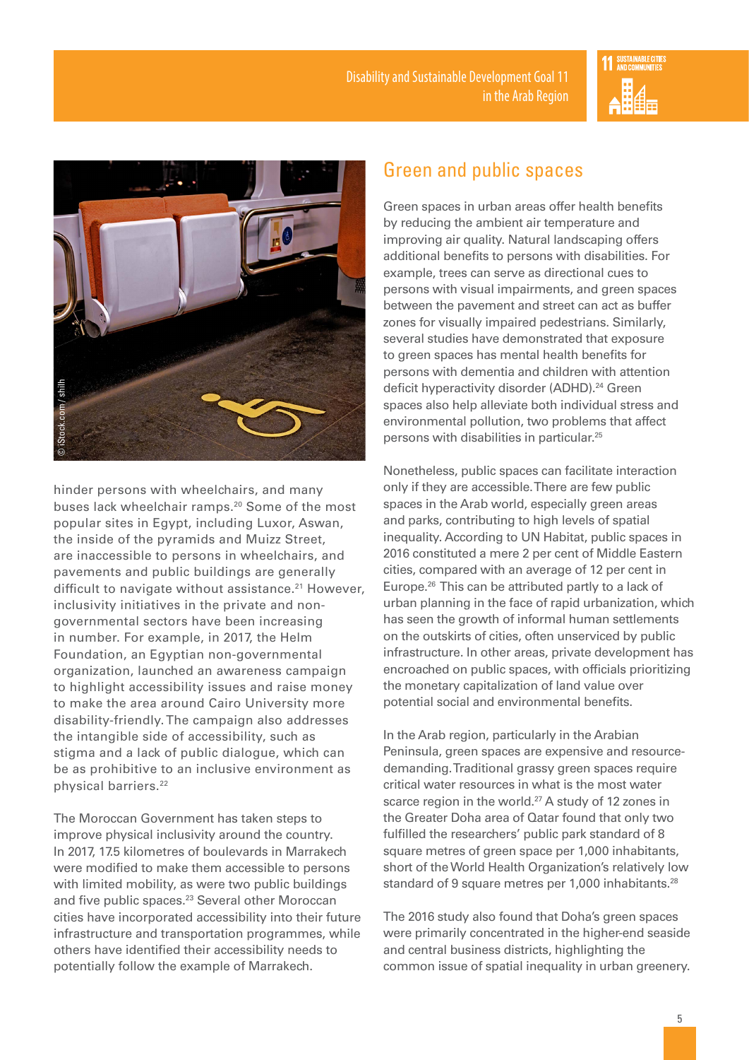hinder persons with wheelchairs, and many buses lack wheelchair ramps.[20] Some of the most popular sites in Egypt, including Luxor, Aswan, the inside of the pyramids and Muizz Street, are inaccessible to persons in wheelchairs, and pavements and public buildings are generally difficult to navigate without assistance.[21] However, inclusivity initiatives in the private and non-governmental sectors have been increasing in number. For example, in 2017, the Helm Foundation, an Egyptian non-governmental organization, launched an awareness campaign to highlight accessibility issues and raise money to make the area around Cairo University more disability-friendly. The campaign also addresses the intangible side of accessibility, such as stigma and a lack of public dialogue, which can be as prohibitive to an inclusive environment as physical barriers.[22]

The Moroccan Government has taken steps to improve physical inclusivity around the country. In 2017, 17.5 kilometres of boulevards in Marrakech were modified to make them accessible to persons with limited mobility, as were two public buildings and five public spaces.[23] Several other Moroccan cities have incorporated accessibility into their future infrastructure and transportation programmes, while others have identified their accessibility needs to potentially follow the example of Marrakech.

## Green and public spaces

Green spaces in urban areas offer health benefits by reducing the ambient air temperature and improving air quality. Natural landscaping offers additional benefits to persons with disabilities. For example, trees can serve as directional cues to persons with visual impairments, and green spaces between the pavement and street can act as buffer zones for visually impaired pedestrians. Similarly, several studies have demonstrated that exposure to green spaces has mental health benefits for persons with dementia and children with attention deficit hyperactivity disorder (ADHD).[24] Green spaces also help alleviate both individual stress and environmental pollution, two problems that affect persons with disabilities in particular.[25]

Nonetheless, public spaces can facilitate interaction only if they are accessible. There are few public spaces in the Arab world, especially green areas and parks, contributing to high levels of spatial inequality. According to UN Habitat, public spaces in 2016 constituted a mere 2 per cent of Middle Eastern cities, compared with an average of 12 per cent in Europe.[26] This can be attributed partly to a lack of urban planning in the face of rapid urbanization, which has seen the growth of informal human settlements on the outskirts of cities, often unserviced by public infrastructure. In other areas, private development has encroached on public spaces, with officials prioritizing the monetary capitalization of land value over potential social and environmental benefits.

In the Arab region, particularly in the Arabian Peninsula, green spaces are expensive and resource-demanding. Traditional grassy green spaces require critical water resources in what is the most water scarce region in the world.[27] A study of 12 zones in the Greater Doha area of Qatar found that only two fulfilled the researchers' public park standard of 8 square metres of green space per 1,000 inhabitants, short of the World Health Organization's relatively low standard of 9 square metres per 1,000 inhabitants.[28]

The 2016 study also found that Doha's green spaces were primarily concentrated in the higher-end seaside and central business districts, highlighting the common issue of spatial inequality in urban greenery.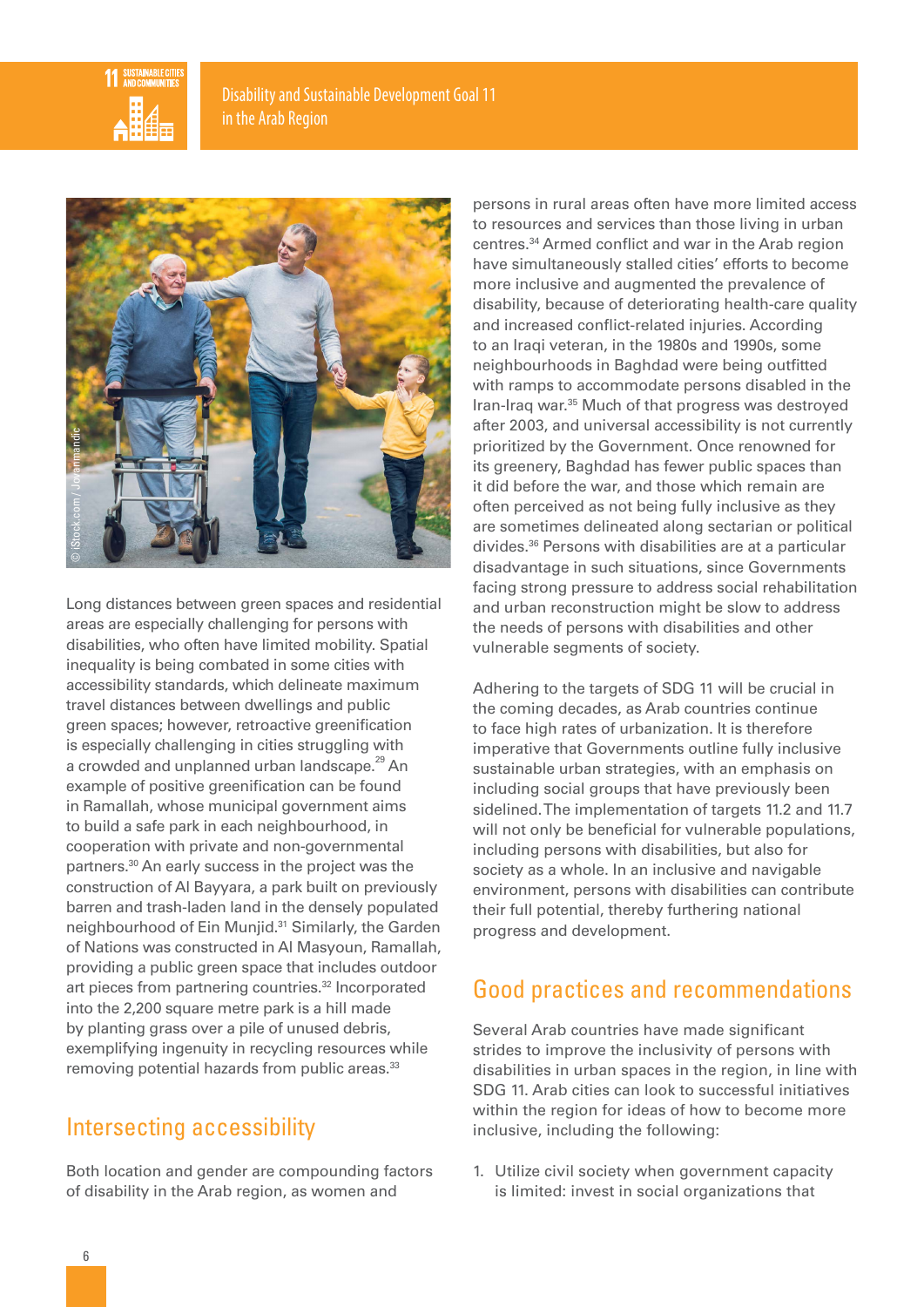Long distances between green spaces and residential areas are especially challenging for persons with disabilities, who often have limited mobility. Spatial inequality is being combated in some cities with accessibility standards, which delineate maximum travel distances between dwellings and public green spaces; however, retroactive greenification is especially challenging in cities struggling with a crowded and unplanned urban landscape.[29] An example of positive greenification can be found in Ramallah, whose municipal government aims to build a safe park in each neighbourhood, in cooperation with private and non-governmental partners.[30] An early success in the project was the construction of Al Bayyara, a park built on previously barren and trash-laden land in the densely populated neighbourhood of Ein Munjid.[31] Similarly, the Garden of Nations was constructed in Al Masyoun, Ramallah, providing a public green space that includes outdoor art pieces from partnering countries.[32] Incorporated into the 2,200 square metre park is a hill made by planting grass over a pile of unused debris, exemplifying ingenuity in recycling resources while removing potential hazards from public areas.[33]

## Intersecting accessibility

Both location and gender are compounding factors of disability in the Arab region, as women and persons in rural areas often have more limited access to resources and services than those living in urban centres.[34] Armed conflict and war in the Arab region have simultaneously stalled cities' efforts to become more inclusive and augmented the prevalence of disability, because of deteriorating health-care quality and increased conflict-related injuries. According to an Iraqi veteran, in the 1980s and 1990s, some neighbourhoods in Baghdad were being outfitted with ramps to accommodate persons disabled in the Iran-Iraq war.[35] Much of that progress was destroyed after 2003, and universal accessibility is not currently prioritized by the Government. Once renowned for its greenery, Baghdad has fewer public spaces than it did before the war, and those which remain are often perceived as not being fully inclusive as they are sometimes delineated along sectarian or political divides.[36] Persons with disabilities are at a particular disadvantage in such situations, since Governments facing strong pressure to address social rehabilitation and urban reconstruction might be slow to address the needs of persons with disabilities and other vulnerable segments of society.

Adhering to the targets of SDG 11 will be crucial in the coming decades, as Arab countries continue to face high rates of urbanization. It is therefore imperative that Governments outline fully inclusive sustainable urban strategies, with an emphasis on including social groups that have previously been sidelined. The implementation of targets 11.2 and 11.7 will not only be beneficial for vulnerable populations, including persons with disabilities, but also for society as a whole. In an inclusive and navigable environment, persons with disabilities can contribute their full potential, thereby furthering national progress and development.

## Good practices and recommendations

Several Arab countries have made significant strides to improve the inclusivity of persons with disabilities in urban spaces in the region, in line with SDG 11. Arab cities can look to successful initiatives within the region for ideas of how to become more inclusive, including the following:

1. Utilize civil society when government capacity is limited: invest in social organizations that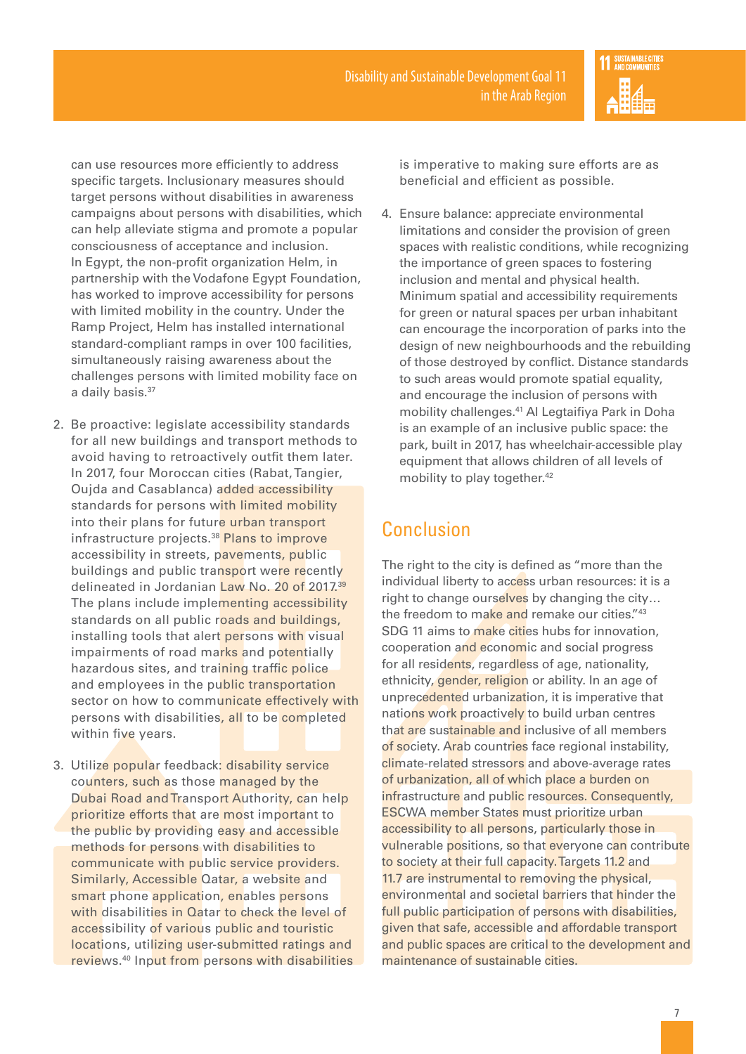can use resources more efficiently to address specific targets. Inclusionary measures should target persons without disabilities in awareness campaigns about persons with disabilities, which can help alleviate stigma and promote a popular consciousness of acceptance and inclusion. In Egypt, the non-profit organization Helm, in partnership with the Vodafone Egypt Foundation, has worked to improve accessibility for persons with limited mobility in the country. Under the Ramp Project, Helm has installed international standard-compliant ramps in over 100 facilities, simultaneously raising awareness about the challenges persons with limited mobility face on a daily basis.[37]

2. Be proactive: legislate accessibility standards for all new buildings and transport methods to avoid having to retroactively outfit them later. In 2017, four Moroccan cities (Rabat, Tangier, Oujda and Casablanca) added accessibility standards for persons with limited mobility into their plans for future urban transport infrastructure projects.[38] Plans to improve accessibility in streets, pavements, public buildings and public transport were recently delineated in Jordanian Law No. 20 of 2017.[39] The plans include implementing accessibility standards on all public roads and buildings, installing tools that alert persons with visual impairments of road marks and potentially hazardous sites, and training traffic police and employees in the public transportation sector on how to communicate effectively with persons with disabilities, all to be completed within five years.

3. Utilize popular feedback: disability service counters, such as those managed by the Dubai Road and Transport Authority, can help prioritize efforts that are most important to the public by providing easy and accessible methods for persons with disabilities to communicate with public service providers. Similarly, Accessible Qatar, a website and smart phone application, enables persons with disabilities in Qatar to check the level of accessibility of various public and touristic locations, utilizing user-submitted ratings and reviews.[40] Input from persons with disabilities is imperative to making sure efforts are as beneficial and efficient as possible.

4. Ensure balance: appreciate environmental limitations and consider the provision of green spaces with realistic conditions, while recognizing the importance of green spaces to fostering inclusion and mental and physical health. Minimum spatial and accessibility requirements for green or natural spaces per urban inhabitant can encourage the incorporation of parks into the design of new neighbourhoods and the rebuilding of those destroyed by conflict. Distance standards to such areas would promote spatial equality, and encourage the inclusion of persons with mobility challenges.[41] Al Legtaifiya Park in Doha is an example of an inclusive public space: the park, built in 2017, has wheelchair-accessible play equipment that allows children of all levels of mobility to play together.[42]

## Conclusion

The right to the city is defined as "more than the individual liberty to access urban resources: it is a right to change ourselves by changing the city… the freedom to make and remake our cities."[43] SDG 11 aims to make cities hubs for innovation, cooperation and economic and social progress for all residents, regardless of age, nationality, ethnicity, gender, religion or ability. In an age of unprecedented urbanization, it is imperative that nations work proactively to build urban centres that are sustainable and inclusive of all members of society. Arab countries face regional instability, climate-related stressors and above-average rates of urbanization, all of which place a burden on infrastructure and public resources. Consequently, ESCWA member States must prioritize urban accessibility to all persons, particularly those in vulnerable positions, so that everyone can contribute to society at their full capacity. Targets 11.2 and 11.7 are instrumental to removing the physical, environmental and societal barriers that hinder the full public participation of persons with disabilities, given that safe, accessible and affordable transport and public spaces are critical to the development and maintenance of sustainable cities.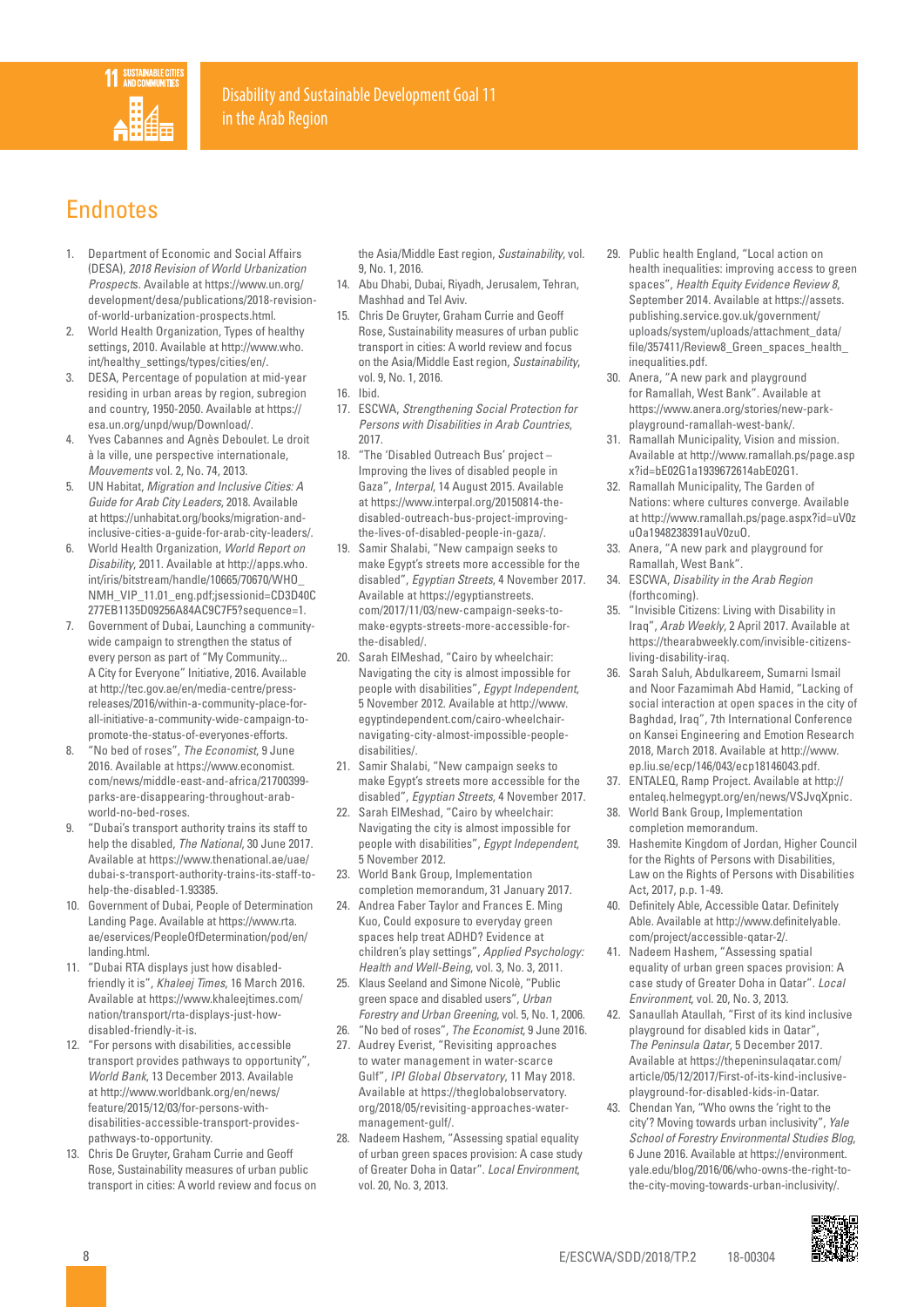# Endnotes

1. Department of Economic and Social Affairs (DESA), *2018 Revision of World Urbanization Prospects*. Available at https://www.un.org/development/desa/publications/2018-revision-of-world-urbanization-prospects.html.
2. World Health Organization, Types of healthy settings, 2010. Available at http://www.who.int/healthy_settings/types/cities/en/.
3. DESA, Percentage of population at mid-year residing in urban areas by region, subregion and country, 1950-2050. Available at https://esa.un.org/unpd/wup/Download/.
4. Yves Cabannes and Agnès Deboulet. Le droit à la ville, une perspective internationale, *Mouvements* vol. 2, No. 74, 2013.
5. UN Habitat, *Migration and Inclusive Cities: A Guide for Arab City Leaders*, 2018. Available at https://unhabitat.org/books/migration-and-inclusive-cities-a-guide-for-arab-city-leaders/.
6. World Health Organization, *World Report on Disability*, 2011. Available at http://apps.who.int/iris/bitstream/handle/10665/70670/WHO_NMH_VIP_11.01_eng.pdf;jsessionid=CD3D40C277EB1135D09256A84AC9C7F5?sequence=1.
7. Government of Dubai, Launching a community-wide campaign to strengthen the status of every person as part of "My Community... A City for Everyone" Initiative, 2016. Available at http://tec.gov.ae/en/media-centre/press-releases/2016/within-a-community-place-for-all-initiative-a-community-wide-campaign-to-promote-the-status-of-everyones-efforts.
8. "No bed of roses", *The Economist*, 9 June 2016. Available at https://www.economist.com/news/middle-east-and-africa/21700399-parks-are-disappearing-throughout-arab-world-no-bed-roses.
9. "Dubai's transport authority trains its staff to help the disabled, *The National*, 30 June 2017. Available at https://www.thenational.ae/uae/dubai-s-transport-authority-trains-its-staff-to-help-the-disabled-1.93385.
10. Government of Dubai, People of Determination Landing Page. Available at https://www.rta.ae/eservices/PeopleOfDetermination/pod/en/landing.html.
11. "Dubai RTA displays just how disabled-friendly it is", *Khaleej Times*, 16 March 2016. Available at https://www.khaleejtimes.com/nation/transport/rta-displays-just-how-disabled-friendly-it-is.
12. "For persons with disabilities, accessible transport provides pathways to opportunity", *World Bank*, 13 December 2013. Available at http://www.worldbank.org/en/news/feature/2015/12/03/for-persons-with-disabilities-accessible-transport-provides-pathways-to-opportunity.
13. Chris De Gruyter, Graham Currie and Geoff Rose, Sustainability measures of urban public transport in cities: A world review and focus on the Asia/Middle East region, *Sustainability*, vol. 9, No. 1, 2016.
14. Abu Dhabi, Dubai, Riyadh, Jerusalem, Tehran, Mashhad and Tel Aviv.
15. Chris De Gruyter, Graham Currie and Geoff Rose, Sustainability measures of urban public transport in cities: A world review and focus on the Asia/Middle East region, *Sustainability*, vol. 9, No. 1, 2016.
16. Ibid.
17. ESCWA, *Strengthening Social Protection for Persons with Disabilities in Arab Countries*, 2017.
18. "The 'Disabled Outreach Bus' project – Improving the lives of disabled people in Gaza", *Interpal*, 14 August 2015. Available at https://www.interpal.org/20150814-the-disabled-outreach-bus-project-improving-the-lives-of-disabled-people-in-gaza/.
19. Samir Shalabi, "New campaign seeks to make Egypt's streets more accessible for the disabled", *Egyptian Streets*, 4 November 2017. Available at https://egyptianstreets.com/2017/11/03/new-campaign-seeks-to-make-egypts-streets-more-accessible-for-the-disabled/.
20. Sarah ElMeshad, "Cairo by wheelchair: Navigating the city is almost impossible for people with disabilities", *Egypt Independent*, 5 November 2012. Available at http://www.egyptindependent.com/cairo-wheelchair-navigating-city-almost-impossible-people-disabilities/.
21. Samir Shalabi, "New campaign seeks to make Egypt's streets more accessible for the disabled", *Egyptian Streets*, 4 November 2017.
22. Sarah ElMeshad, "Cairo by wheelchair: Navigating the city is almost impossible for people with disabilities", *Egypt Independent*, 5 November 2012.
23. World Bank Group, Implementation completion memorandum, 31 January 2017.
24. Andrea Faber Taylor and Frances E. Ming Kuo, Could exposure to everyday green spaces help treat ADHD? Evidence at children's play settings", *Applied Psychology: Health and Well-Being*, vol. 3, No. 3, 2011.
25. Klaus Seeland and Simone Nicolè, "Public green space and disabled users", *Urban Forestry and Urban Greening*, vol. 5, No. 1, 2006.
26. "No bed of roses", *The Economist*, 9 June 2016.
27. Audrey Everist, "Revisiting approaches to water management in water-scarce Gulf", *IPI Global Observatory*, 11 May 2018. Available at https://theglobalobservatory.org/2018/05/revisiting-approaches-water-management-gulf/.
28. Nadeem Hashem, "Assessing spatial equality of urban green spaces provision: A case study of Greater Doha in Qatar". *Local Environment*, vol. 20, No. 3, 2013.
29. Public health England, "Local action on health inequalities: improving access to green spaces", *Health Equity Evidence Review 8*, September 2014. Available at https://assets.publishing.service.gov.uk/government/uploads/system/uploads/attachment_data/file/357411/Review8_Green_spaces_health_inequalities.pdf.
30. Anera, "A new park and playground for Ramallah, West Bank". Available at https://www.anera.org/stories/new-park-playground-ramallah-west-bank/.
31. Ramallah Municipality, Vision and mission. Available at http://www.ramallah.ps/page.aspx?id=bE02G1a1939672614abE02G1.
32. Ramallah Municipality, The Garden of Nations: where cultures converge. Available at http://www.ramallah.ps/page.aspx?id=uV0zuOa1948238391auV0zuO.
33. Anera, "A new park and playground for Ramallah, West Bank".
34. ESCWA, *Disability in the Arab Region* (forthcoming).
35. "Invisible Citizens: Living with Disability in Iraq", *Arab Weekly*, 2 April 2017. Available at https://thearabweekly.com/invisible-citizens-living-disability-iraq.
36. Sarah Saluh, Abdulkareem, Sumarni Ismail and Noor Fazamimah Abd Hamid, "Lacking of social interaction at open spaces in the city of Baghdad, Iraq", 7th International Conference on Kansei Engineering and Emotion Research 2018, March 2018. Available at http://www.ep.liu.se/ecp/146/043/ecp18146043.pdf.
37. ENTALEQ, Ramp Project. Available at http://entaleq.helmegypt.org/en/news/VSJvqXpnic.
38. World Bank Group, Implementation completion memorandum.
39. Hashemite Kingdom of Jordan, Higher Council for the Rights of Persons with Disabilities, Law on the Rights of Persons with Disabilities Act, 2017, p.p. 1-49.
40. Definitely Able, Accessible Qatar. Definitely Able. Available at http://www.definitelyable.com/project/accessible-qatar-2/.
41. Nadeem Hashem, "Assessing spatial equality of urban green spaces provision: A case study of Greater Doha in Qatar". *Local Environment*, vol. 20, No. 3, 2013.
42. Sanaullah Ataullah, "First of its kind inclusive playground for disabled kids in Qatar", *The Peninsula Qatar*, 5 December 2017. Available at https://thepeninsulaqatar.com/article/05/12/2017/First-of-its-kind-inclusive-playground-for-disabled-kids-in-Qatar.
43. Chendan Yan, "Who owns the 'right to the city'? Moving towards urban inclusivity", *Yale School of Forestry Environmental Studies Blog*, 6 June 2016. Available at https://environment.yale.edu/blog/2016/06/who-owns-the-right-to-the-city-moving-towards-urban-inclusivity/.

E/ESCWA/SDD/2018/TP.2 18-00304